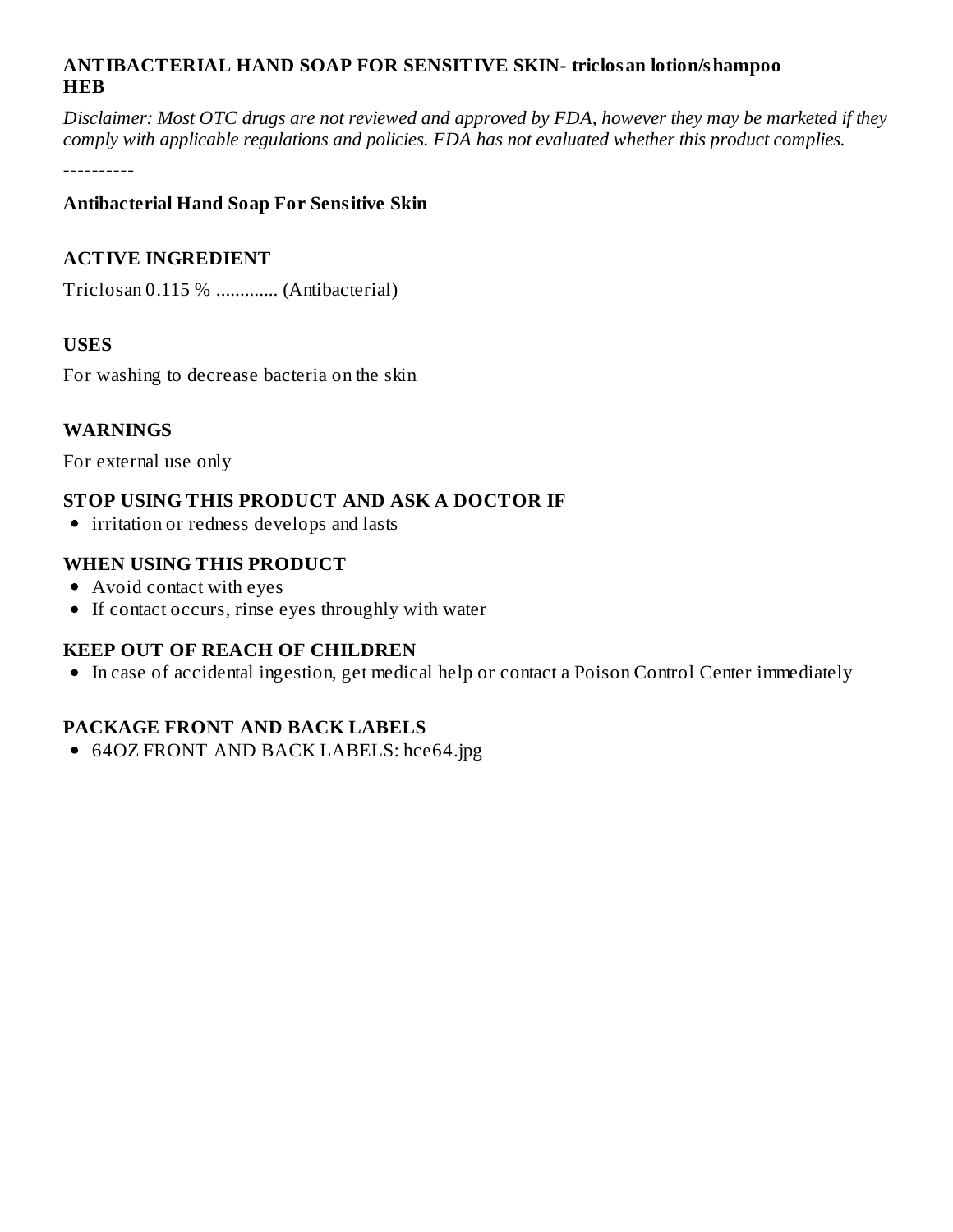**ANTIBACTERIAL HAND SOAP FOR SENSITIVE SKIN- triclosan lotion/shampoo**
**HEB**

*Disclaimer: Most OTC drugs are not reviewed and approved by FDA, however they may be marketed if they comply with applicable regulations and policies. FDA has not evaluated whether this product complies.*

----------

**Antibacterial Hand Soap For Sensitive Skin**

### ACTIVE INGREDIENT

Triclosan 0.115 % ............. (Antibacterial)

### USES

For washing to decrease bacteria on the skin

### WARNINGS

For external use only

### STOP USING THIS PRODUCT AND ASK A DOCTOR IF

- irritation or redness develops and lasts

### WHEN USING THIS PRODUCT

- Avoid contact with eyes
- If contact occurs, rinse eyes throughly with water

### KEEP OUT OF REACH OF CHILDREN

- In case of accidental ingestion, get medical help or contact a Poison Control Center immediately

### PACKAGE FRONT AND BACK LABELS

- 64OZ FRONT AND BACK LABELS: hce64.jpg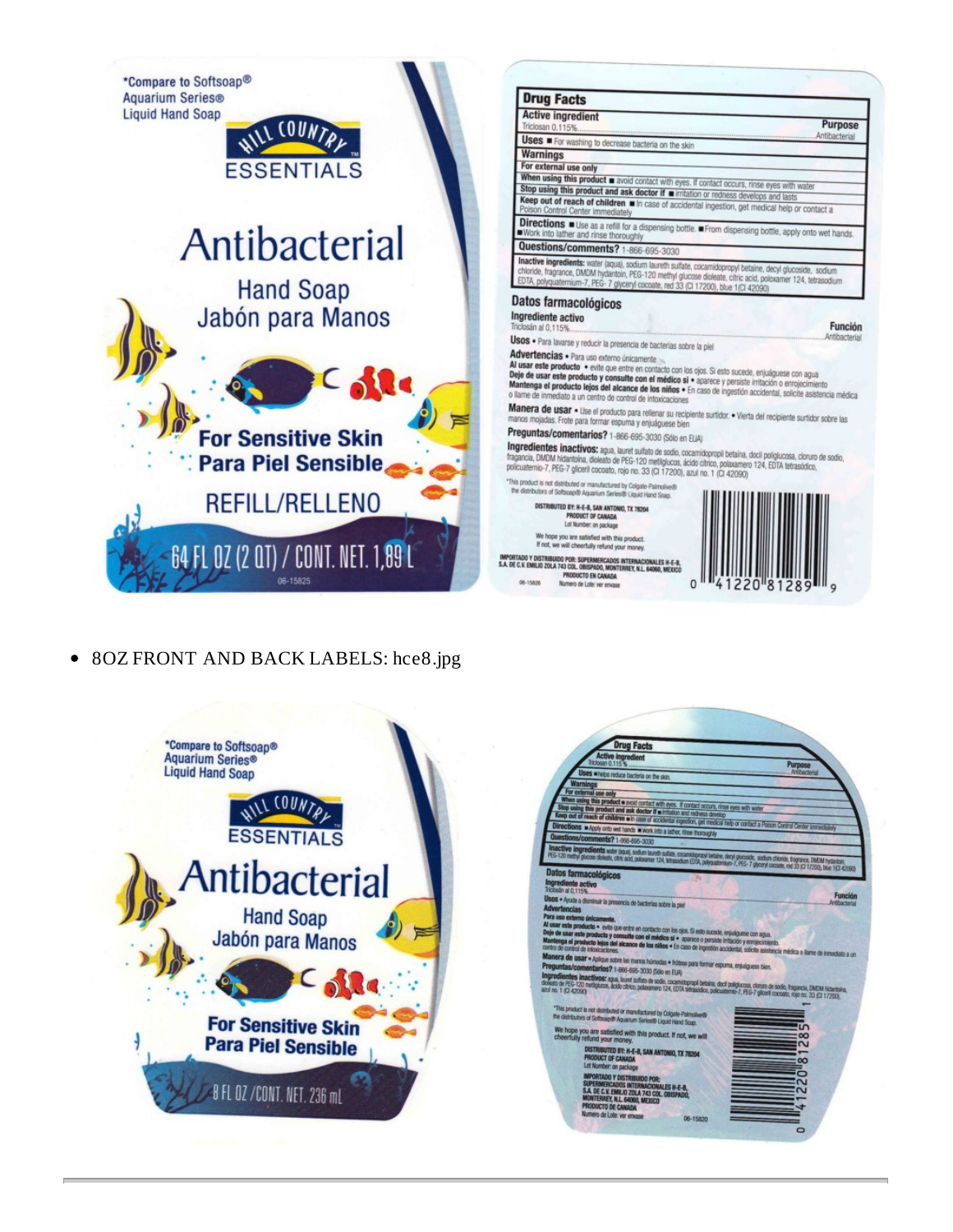*Compare to Softsoap® Aquarium Series® Liquid Hand Soap

HILL COUNTRY ESSENTIALS™

# Antibacterial

Hand Soap
Jabón para Manos

For Sensitive Skin
Para Piel Sensible

REFILL/RELLENO

64 FL OZ (2 QT) / CONT. NET. 1,89 L

06-15825

## Drug Facts

**Active ingredient** | **Purpose**
Triclosan 0.115% ........ Antibacterial

**Uses** ■ For washing to decrease bacteria on the skin

**Warnings**

**For external use only**

**When using this product** ■ avoid contact with eyes. If contact occurs, rinse eyes with water

**Stop using this product and ask doctor if** ■ irritation or redness develops and lasts

**Keep out of reach of children** ■ In case of accidental ingestion, get medical help or contact a Poison Control Center immediately

**Directions** ■ Use as a refill for a dispensing bottle. ■ From dispensing bottle, apply onto wet hands. ■ Work into lather and rinse thoroughly

**Questions/comments?** 1-866-695-3030

**Inactive ingredients:** water (aqua), sodium laureth sulfate, cocamidopropyl betaine, decyl glucoside, sodium chloride, fragrance, DMDM hydantoin, PEG-120 methyl glucose dioleate, citric acid, poloxamer 124, tetrasodium EDTA, polyquaternium-7, PEG-7 glyceryl cocoate, red 33 (CI 17200), blue 1 (CI 42090)

## Datos farmacológicos

**Ingrediente activo** | **Función**
Triclosán al 0,115% ........ Antibacterial

**Usos** • Para lavarse y reducir la presencia de bacterias sobre la piel

**Advertencias** • Para uso externo únicamente

**Al usar este producto** • evite que entre en contacto con los ojos. Si esto sucede, enjuáguese con agua

**Deje de usar este producto y consulte con el médico si** • aparece y persiste irritación o enrojecimiento

**Mantenga el producto lejos del alcance de los niños** • En caso de ingestión accidental, solicite asistencia médica o llame de inmediato a un centro de control de intoxicaciones

**Manera de usar** • Use el producto para rellenar su recipiente surtidor. • Vierta del recipiente surtidor sobre las manos mojadas. Frote para formar espuma y enjuáguese bien

**Preguntas/comentarios?** 1-866-695-3030 (Sólo en EUA)

**Ingredientes inactivos:** agua, lauret sulfato de sodio, cocamidopropil betaína, decil poliglucosa, cloruro de sodio, fragancia, DMDM hidantoína, dioleato de PEG-120 metilglucos, ácido cítrico, polaxamero 124, EDTA tetrasódico, policuaternio-7, PEG-7 gliceril cocoato, rojo no. 33 (CI 17200), azul no. 1 (CI 42090)

*This product is not distributed or manufactured by Colgate-Palmolive® the distributors of Softsoap® Aquarium Series® Liquid Hand Soap.

DISTRIBUTED BY: H-E-B, SAN ANTONIO, TX 78204
PRODUCT OF CANADA
Lot Number: on package

We hope you are satisfied with this product. If not, we will cheerfully refund your money.

IMPORTADO Y DISTRIBUIDO POR: SUPERMERCADOS INTERNACIONALES H-E-B, S.A. DE C.V. EMILIO ZOLA 743 COL. OBISPADO, MONTERREY, N.L. 64060, MEXICO
PRODUCTO EN CANADA
06-15826 Numero de Lote: ver envase

0 41220 81289 9

- 8OZ FRONT AND BACK LABELS: hce8.jpg

*Compare to Softsoap® Aquarium Series® Liquid Hand Soap

HILL COUNTRY ESSENTIALS

# Antibacterial

Hand Soap
Jabón para Manos

For Sensitive Skin
Para Piel Sensible

8 FL OZ / CONT. NET. 236 mL

## Drug Facts

**Active ingredient** | **Purpose**
Triclosan 0.115% ........ Antibacterial

**Uses** ■ helps reduce bacteria on the skin

**Warnings**

**For external use only**

**When using this product** ■ avoid contact with eyes. If contact occurs, rinse eyes with water

**Stop using this product and ask doctor if** ■ irritation and redness develop

**Keep out of reach of children** ■ in case of accidental ingestion, get medical help or contact a Poison Control Center immediately

**Directions** ■ Apply onto wet hands ■ work into a lather, rinse thoroughly

**Questions/comments?** 1-866-695-3030

**Inactive ingredients** water (aqua), sodium laureth sulfate, cocamidopropyl betaine, decyl glucoside, sodium chloride, fragrance, DMDM hydantoin, PEG-120 methyl glucose dioleate, citric acid, poloxamer 124, tetrasodium EDTA, polyquaternium-7, PEG-7 glyceryl cocoate, red 33 (CI 17200), blue 1 (CI 42090)

## Datos farmacológicos

**Ingrediente activo** | **Función**
Triclosán al 0,115% ........ Antibacterial

**Usos** • Ayuda a disminuir la presencia de bacterias sobre la piel

**Advertencias**

**Para uso externo únicamente.**

**Al usar este producto** • evite que entre en contacto con los ojos. Si esto sucede, enjuáguese con agua.

**Deje de usar este producto y consulte con el médico si** • aparece o persiste irritación y enrojecimiento.

**Mantenga el producto lejos del alcance de los niños** • En caso de ingestión accidental, solicite asistencia médica o llame de inmediato a un centro de control de intoxicaciones.

**Manera de usar** • Aplique sobre las manos húmedas • frótese para formar espuma, enjuáguese bien.

**Preguntas/comentarios?** 1-866-695-3030 (Sólo en EUA)

**Ingredientes inactivos:** agua, lauret sulfato de sodio, cocamidopropil betaína, decil poliglucosa, cloruro de sodio, fragancia, DMDM hidantoína, dioleato de PEG-120 metilglucos, ácido cítrico, polaxamero 124, EDTA tetrasódico, policuaternio-7, PEG-7 gliceril cocoato, rojo no. 33 (CI 17200), azul no. 1 (CI 42090)

*This product is not distributed or manufactured by Colgate-Palmolive® the distributors of Softsoap® Aquarium Series® Liquid Hand Soap.

We hope you are satisfied with this product. If not, we will cheerfully refund your money.

DISTRIBUTED BY: H-E-B, SAN ANTONIO, TX 78204
PRODUCT OF CANADA
Lot Number: on package

IMPORTADO Y DISTRIBUIDO POR:
SUPERMERCADOS INTERNACIONALES H-E-B, S.A. DE C.V. EMILIO ZOLA 743 COL. OBISPADO, MONTERREY, N.L. 64060, MEXICO
PRODUCTO DE CANADA
Numero de Lote: ver envase

06-15820

0 41220 81285 1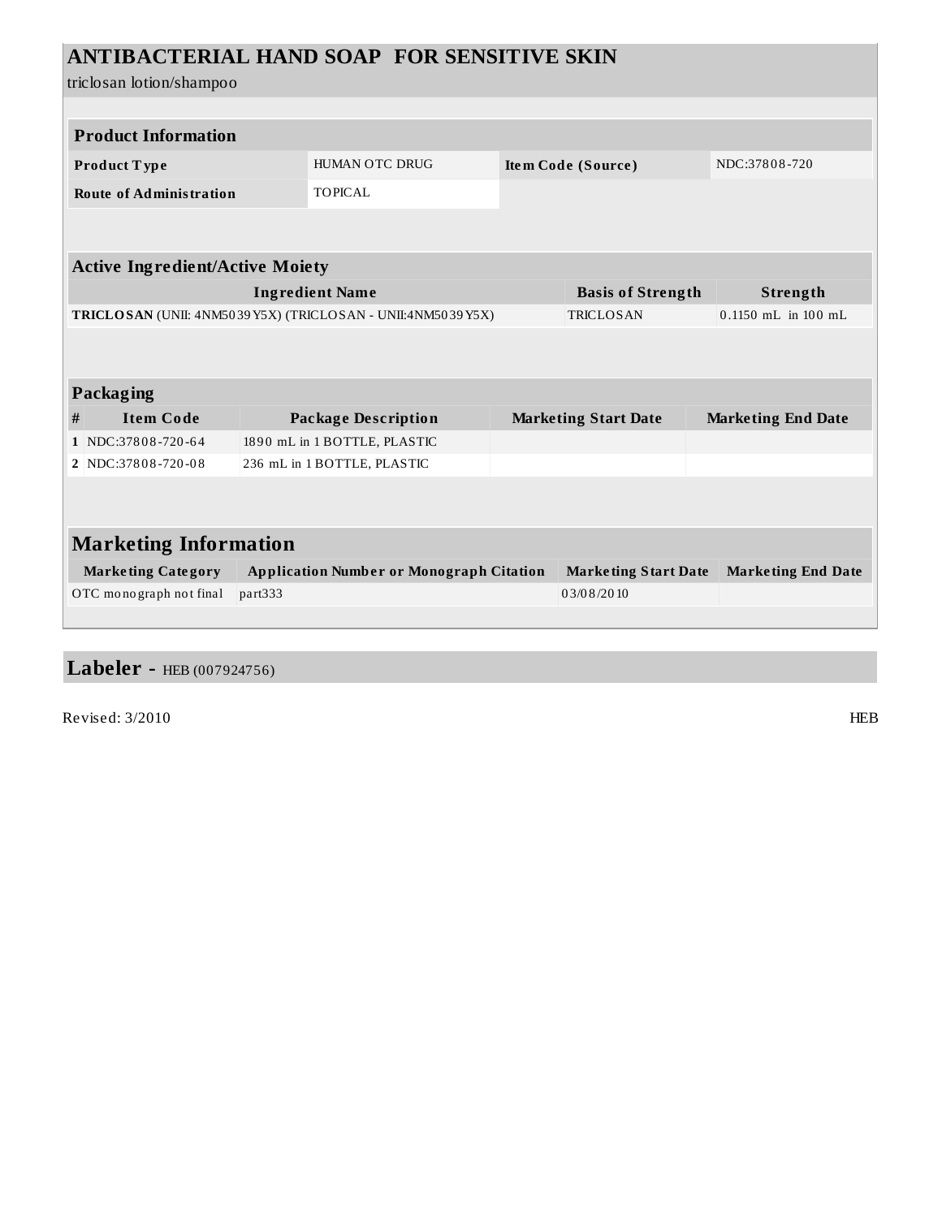# ANTIBACTERIAL HAND SOAP FOR SENSITIVE SKIN

triclosan lotion/shampoo

| Product Information | | | |
|---|---|---|---|
| **Product Type** | HUMAN OTC DRUG | **Item Code (Source)** | NDC:37808-720 |
| **Route of Administration** | TOPICAL | | |

| Active Ingredient/Active Moiety | | |
|---|---|---|
| **Ingredient Name** | **Basis of Strength** | **Strength** |
| **TRICLOSAN** (UNII: 4NM5039Y5X) (TRICLOSAN - UNII:4NM5039Y5X) | TRICLOSAN | 0.1150 mL in 100 mL |

| Packaging | | | | |
|---|---|---|---|---|
| **#** | **Item Code** | **Package Description** | **Marketing Start Date** | **Marketing End Date** |
| 1 | NDC:37808-720-64 | 1890 mL in 1 BOTTLE, PLASTIC | | |
| 2 | NDC:37808-720-08 | 236 mL in 1 BOTTLE, PLASTIC | | |

| Marketing Information | | | |
|---|---|---|---|
| **Marketing Category** | **Application Number or Monograph Citation** | **Marketing Start Date** | **Marketing End Date** |
| OTC monograph not final | part333 | 03/08/2010 | |

## Labeler - HEB (007924756)

Revised: 3/2010

HEB